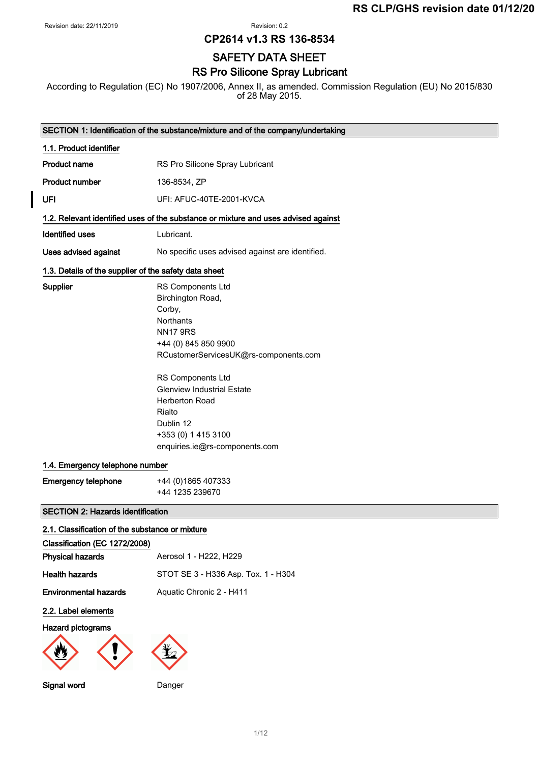Revision date: 22/11/2019 Revision: 0.2

**CP2614 v1.3 RS 136-8534**

# SAFETY DATA SHEET

# RS Pro Silicone Spray Lubricant

According to Regulation (EC) No 1907/2006, Annex II, as amended. Commission Regulation (EU) No 2015/830 of 28 May 2015.

## SECTION 1: Identification of the substance/mixture and of the company/undertaking

### 1.1. Product identifier

| | |
|---|---|
| **Product name** | RS Pro Silicone Spray Lubricant |
| **Product number** | 136-8534, ZP |
| **UFI** | UFI: AFUC-40TE-2001-KVCA |

### 1.2. Relevant identified uses of the substance or mixture and uses advised against

| | |
|---|---|
| **Identified uses** | Lubricant. |
| **Uses advised against** | No specific uses advised against are identified. |

### 1.3. Details of the supplier of the safety data sheet

**Supplier**

RS Components Ltd
Birchington Road,
Corby,
Northants
NN17 9RS
+44 (0) 845 850 9900
RCustomerServicesUK@rs-components.com

RS Components Ltd
Glenview Industrial Estate
Herberton Road
Rialto
Dublin 12
+353 (0) 1 415 3100
enquiries.ie@rs-components.com

### 1.4. Emergency telephone number

**Emergency telephone**
+44 (0)1865 407333
+44 1235 239670

## SECTION 2: Hazards identification

### 2.1. Classification of the substance or mixture

**Classification (EC 1272/2008)**

| | |
|---|---|
| **Physical hazards** | Aerosol 1 - H222, H229 |
| **Health hazards** | STOT SE 3 - H336 Asp. Tox. 1 - H304 |
| **Environmental hazards** | Aquatic Chronic 2 - H411 |

### 2.2. Label elements

**Hazard pictograms**

**Signal word** Danger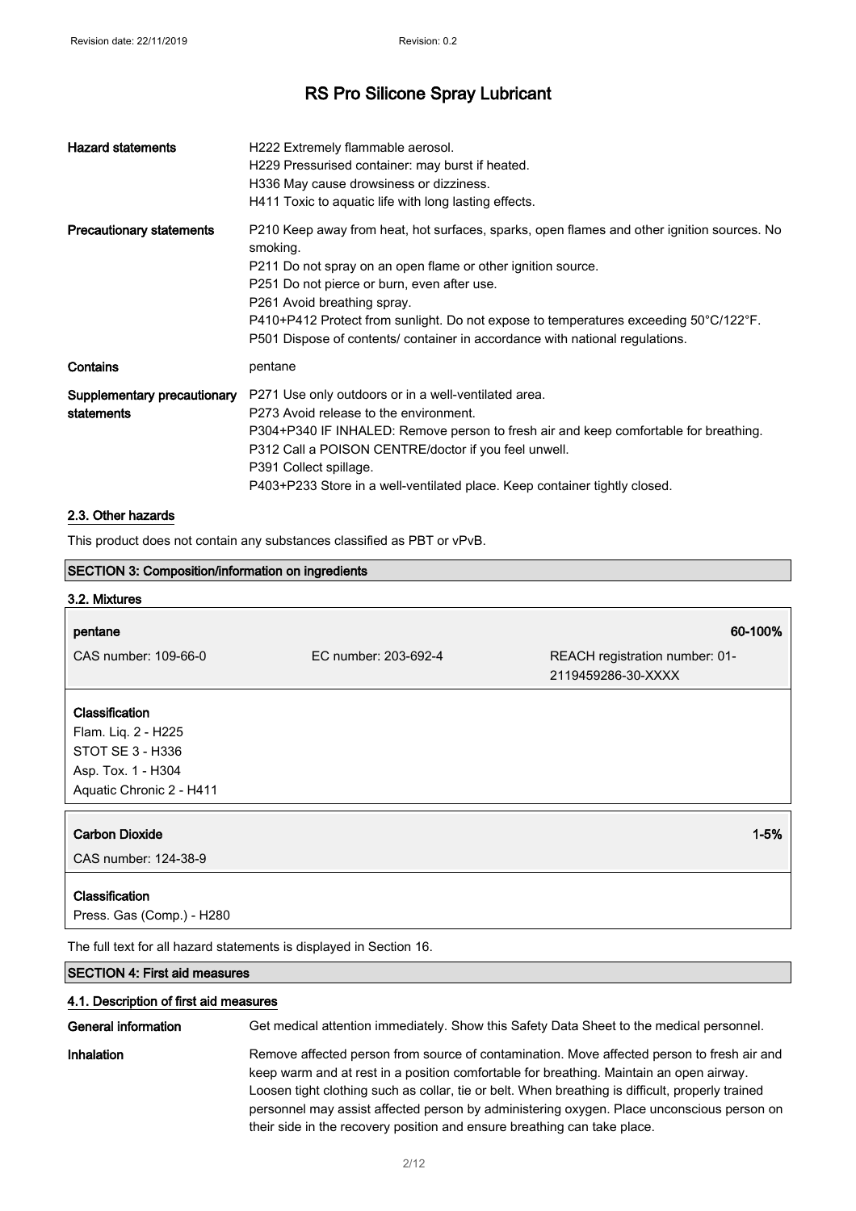# RS Pro Silicone Spray Lubricant

| | |
|---|---|
| **Hazard statements** | H222 Extremely flammable aerosol.<br>H229 Pressurised container: may burst if heated.<br>H336 May cause drowsiness or dizziness.<br>H411 Toxic to aquatic life with long lasting effects. |
| **Precautionary statements** | P210 Keep away from heat, hot surfaces, sparks, open flames and other ignition sources. No smoking.<br>P211 Do not spray on an open flame or other ignition source.<br>P251 Do not pierce or burn, even after use.<br>P261 Avoid breathing spray.<br>P410+P412 Protect from sunlight. Do not expose to temperatures exceeding 50°C/122°F.<br>P501 Dispose of contents/ container in accordance with national regulations. |
| **Contains** | pentane |
| **Supplementary precautionary statements** | P271 Use only outdoors or in a well-ventilated area.<br>P273 Avoid release to the environment.<br>P304+P340 IF INHALED: Remove person to fresh air and keep comfortable for breathing.<br>P312 Call a POISON CENTRE/doctor if you feel unwell.<br>P391 Collect spillage.<br>P403+P233 Store in a well-ventilated place. Keep container tightly closed. |

## 2.3. Other hazards

This product does not contain any substances classified as PBT or vPvB.

## SECTION 3: Composition/information on ingredients

### 3.2. Mixtures

| **pentane** | | **60-100%** |
|---|---|---|
| CAS number: 109-66-0 | EC number: 203-692-4 | REACH registration number: 01-2119459286-30-XXXX |

**Classification**
Flam. Liq. 2 - H225
STOT SE 3 - H336
Asp. Tox. 1 - H304
Aquatic Chronic 2 - H411

| **Carbon Dioxide** | **1-5%** |
|---|---|
| CAS number: 124-38-9 | |

**Classification**
Press. Gas (Comp.) - H280

The full text for all hazard statements is displayed in Section 16.

## SECTION 4: First aid measures

### 4.1. Description of first aid measures

| | |
|---|---|
| **General information** | Get medical attention immediately. Show this Safety Data Sheet to the medical personnel. |
| **Inhalation** | Remove affected person from source of contamination. Move affected person to fresh air and keep warm and at rest in a position comfortable for breathing. Maintain an open airway. Loosen tight clothing such as collar, tie or belt. When breathing is difficult, properly trained personnel may assist affected person by administering oxygen. Place unconscious person on their side in the recovery position and ensure breathing can take place. |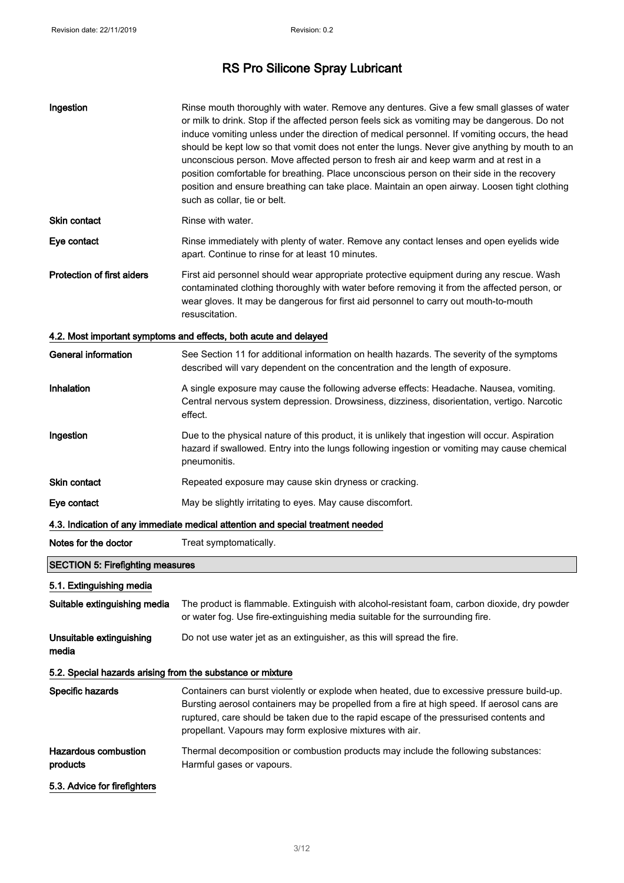| | |
|---|---|
| **Ingestion** | Rinse mouth thoroughly with water. Remove any dentures. Give a few small glasses of water or milk to drink. Stop if the affected person feels sick as vomiting may be dangerous. Do not induce vomiting unless under the direction of medical personnel. If vomiting occurs, the head should be kept low so that vomit does not enter the lungs. Never give anything by mouth to an unconscious person. Move affected person to fresh air and keep warm and at rest in a position comfortable for breathing. Place unconscious person on their side in the recovery position and ensure breathing can take place. Maintain an open airway. Loosen tight clothing such as collar, tie or belt. |
| **Skin contact** | Rinse with water. |
| **Eye contact** | Rinse immediately with plenty of water. Remove any contact lenses and open eyelids wide apart. Continue to rinse for at least 10 minutes. |
| **Protection of first aiders** | First aid personnel should wear appropriate protective equipment during any rescue. Wash contaminated clothing thoroughly with water before removing it from the affected person, or wear gloves. It may be dangerous for first aid personnel to carry out mouth-to-mouth resuscitation. |

### 4.2. Most important symptoms and effects, both acute and delayed

| | |
|---|---|
| **General information** | See Section 11 for additional information on health hazards. The severity of the symptoms described will vary dependent on the concentration and the length of exposure. |
| **Inhalation** | A single exposure may cause the following adverse effects: Headache. Nausea, vomiting. Central nervous system depression. Drowsiness, dizziness, disorientation, vertigo. Narcotic effect. |
| **Ingestion** | Due to the physical nature of this product, it is unlikely that ingestion will occur. Aspiration hazard if swallowed. Entry into the lungs following ingestion or vomiting may cause chemical pneumonitis. |
| **Skin contact** | Repeated exposure may cause skin dryness or cracking. |
| **Eye contact** | May be slightly irritating to eyes. May cause discomfort. |

### 4.3. Indication of any immediate medical attention and special treatment needed

| | |
|---|---|
| **Notes for the doctor** | Treat symptomatically. |

## SECTION 5: Firefighting measures

### 5.1. Extinguishing media

| | |
|---|---|
| **Suitable extinguishing media** | The product is flammable. Extinguish with alcohol-resistant foam, carbon dioxide, dry powder or water fog. Use fire-extinguishing media suitable for the surrounding fire. |
| **Unsuitable extinguishing media** | Do not use water jet as an extinguisher, as this will spread the fire. |

### 5.2. Special hazards arising from the substance or mixture

| | |
|---|---|
| **Specific hazards** | Containers can burst violently or explode when heated, due to excessive pressure build-up. Bursting aerosol containers may be propelled from a fire at high speed. If aerosol cans are ruptured, care should be taken due to the rapid escape of the pressurised contents and propellant. Vapours may form explosive mixtures with air. |
| **Hazardous combustion products** | Thermal decomposition or combustion products may include the following substances: Harmful gases or vapours. |

### 5.3. Advice for firefighters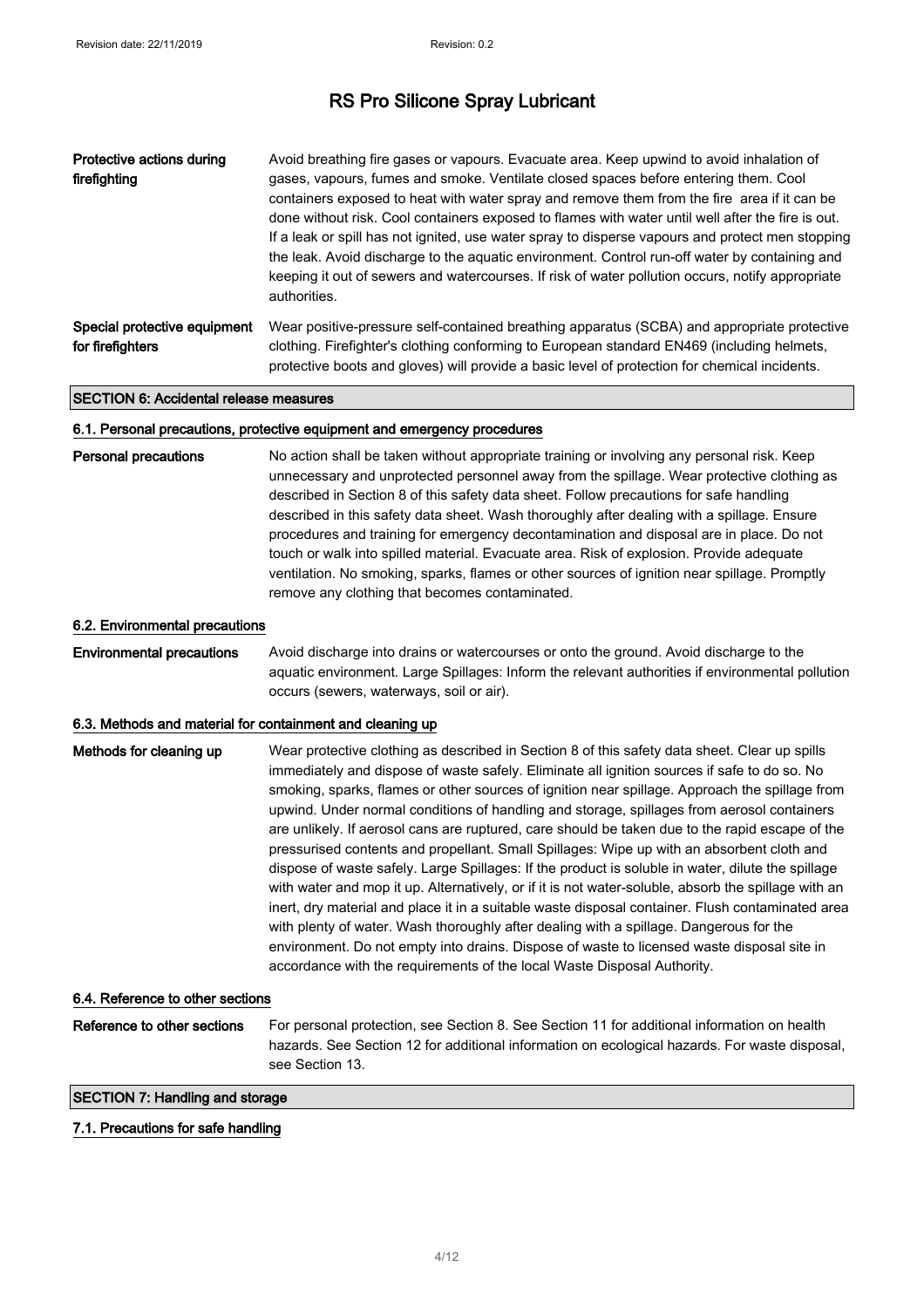# RS Pro Silicone Spray Lubricant

**Protective actions during firefighting**

Avoid breathing fire gases or vapours. Evacuate area. Keep upwind to avoid inhalation of gases, vapours, fumes and smoke. Ventilate closed spaces before entering them. Cool containers exposed to heat with water spray and remove them from the fire area if it can be done without risk. Cool containers exposed to flames with water until well after the fire is out. If a leak or spill has not ignited, use water spray to disperse vapours and protect men stopping the leak. Avoid discharge to the aquatic environment. Control run-off water by containing and keeping it out of sewers and watercourses. If risk of water pollution occurs, notify appropriate authorities.

**Special protective equipment for firefighters**

Wear positive-pressure self-contained breathing apparatus (SCBA) and appropriate protective clothing. Firefighter's clothing conforming to European standard EN469 (including helmets, protective boots and gloves) will provide a basic level of protection for chemical incidents.

## SECTION 6: Accidental release measures

### 6.1. Personal precautions, protective equipment and emergency procedures

**Personal precautions**

No action shall be taken without appropriate training or involving any personal risk. Keep unnecessary and unprotected personnel away from the spillage. Wear protective clothing as described in Section 8 of this safety data sheet. Follow precautions for safe handling described in this safety data sheet. Wash thoroughly after dealing with a spillage. Ensure procedures and training for emergency decontamination and disposal are in place. Do not touch or walk into spilled material. Evacuate area. Risk of explosion. Provide adequate ventilation. No smoking, sparks, flames or other sources of ignition near spillage. Promptly remove any clothing that becomes contaminated.

### 6.2. Environmental precautions

**Environmental precautions**

Avoid discharge into drains or watercourses or onto the ground. Avoid discharge to the aquatic environment. Large Spillages: Inform the relevant authorities if environmental pollution occurs (sewers, waterways, soil or air).

### 6.3. Methods and material for containment and cleaning up

**Methods for cleaning up**

Wear protective clothing as described in Section 8 of this safety data sheet. Clear up spills immediately and dispose of waste safely. Eliminate all ignition sources if safe to do so. No smoking, sparks, flames or other sources of ignition near spillage. Approach the spillage from upwind. Under normal conditions of handling and storage, spillages from aerosol containers are unlikely. If aerosol cans are ruptured, care should be taken due to the rapid escape of the pressurised contents and propellant. Small Spillages: Wipe up with an absorbent cloth and dispose of waste safely. Large Spillages: If the product is soluble in water, dilute the spillage with water and mop it up. Alternatively, or if it is not water-soluble, absorb the spillage with an inert, dry material and place it in a suitable waste disposal container. Flush contaminated area with plenty of water. Wash thoroughly after dealing with a spillage. Dangerous for the environment. Do not empty into drains. Dispose of waste to licensed waste disposal site in accordance with the requirements of the local Waste Disposal Authority.

### 6.4. Reference to other sections

**Reference to other sections**

For personal protection, see Section 8. See Section 11 for additional information on health hazards. See Section 12 for additional information on ecological hazards. For waste disposal, see Section 13.

## SECTION 7: Handling and storage

### 7.1. Precautions for safe handling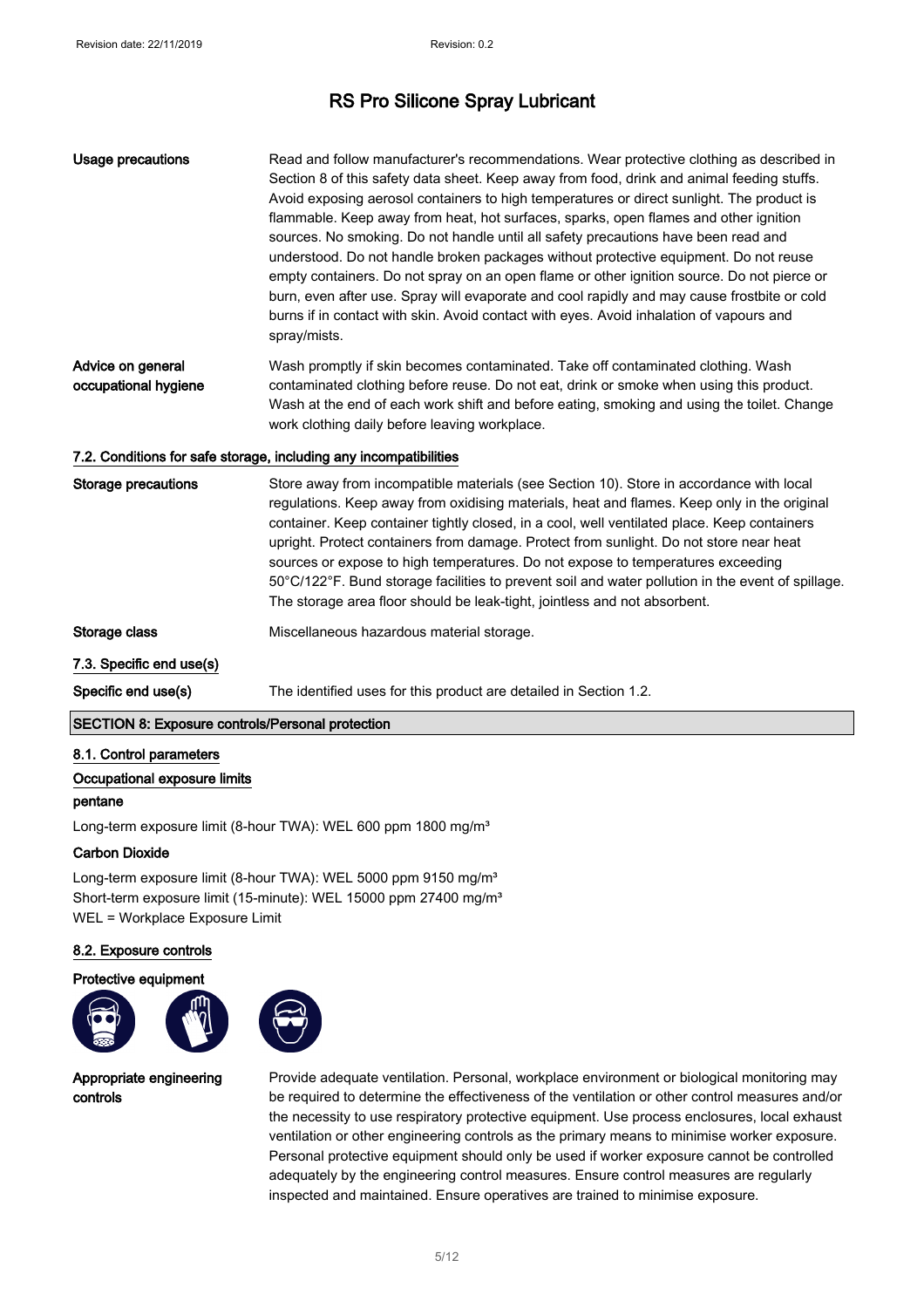# RS Pro Silicone Spray Lubricant

| | |
|---|---|
| **Usage precautions** | Read and follow manufacturer's recommendations. Wear protective clothing as described in Section 8 of this safety data sheet. Keep away from food, drink and animal feeding stuffs. Avoid exposing aerosol containers to high temperatures or direct sunlight. The product is flammable. Keep away from heat, hot surfaces, sparks, open flames and other ignition sources. No smoking. Do not handle until all safety precautions have been read and understood. Do not handle broken packages without protective equipment. Do not reuse empty containers. Do not spray on an open flame or other ignition source. Do not pierce or burn, even after use. Spray will evaporate and cool rapidly and may cause frostbite or cold burns if in contact with skin. Avoid contact with eyes. Avoid inhalation of vapours and spray/mists. |
| **Advice on general occupational hygiene** | Wash promptly if skin becomes contaminated. Take off contaminated clothing. Wash contaminated clothing before reuse. Do not eat, drink or smoke when using this product. Wash at the end of each work shift and before eating, smoking and using the toilet. Change work clothing daily before leaving workplace. |

### 7.2. Conditions for safe storage, including any incompatibilities

| | |
|---|---|
| **Storage precautions** | Store away from incompatible materials (see Section 10). Store in accordance with local regulations. Keep away from oxidising materials, heat and flames. Keep only in the original container. Keep container tightly closed, in a cool, well ventilated place. Keep containers upright. Protect containers from damage. Protect from sunlight. Do not store near heat sources or expose to high temperatures. Do not expose to temperatures exceeding 50°C/122°F. Bund storage facilities to prevent soil and water pollution in the event of spillage. The storage area floor should be leak-tight, jointless and not absorbent. |
| **Storage class** | Miscellaneous hazardous material storage. |

### 7.3. Specific end use(s)

| | |
|---|---|
| **Specific end use(s)** | The identified uses for this product are detailed in Section 1.2. |

## SECTION 8: Exposure controls/Personal protection

### 8.1. Control parameters

#### Occupational exposure limits

**pentane**

Long-term exposure limit (8-hour TWA): WEL 600 ppm 1800 mg/m³

**Carbon Dioxide**

Long-term exposure limit (8-hour TWA): WEL 5000 ppm 9150 mg/m³
Short-term exposure limit (15-minute): WEL 15000 ppm 27400 mg/m³
WEL = Workplace Exposure Limit

### 8.2. Exposure controls

**Protective equipment**

| | |
|---|---|
| **Appropriate engineering controls** | Provide adequate ventilation. Personal, workplace environment or biological monitoring may be required to determine the effectiveness of the ventilation or other control measures and/or the necessity to use respiratory protective equipment. Use process enclosures, local exhaust ventilation or other engineering controls as the primary means to minimise worker exposure. Personal protective equipment should only be used if worker exposure cannot be controlled adequately by the engineering control measures. Ensure control measures are regularly inspected and maintained. Ensure operatives are trained to minimise exposure. |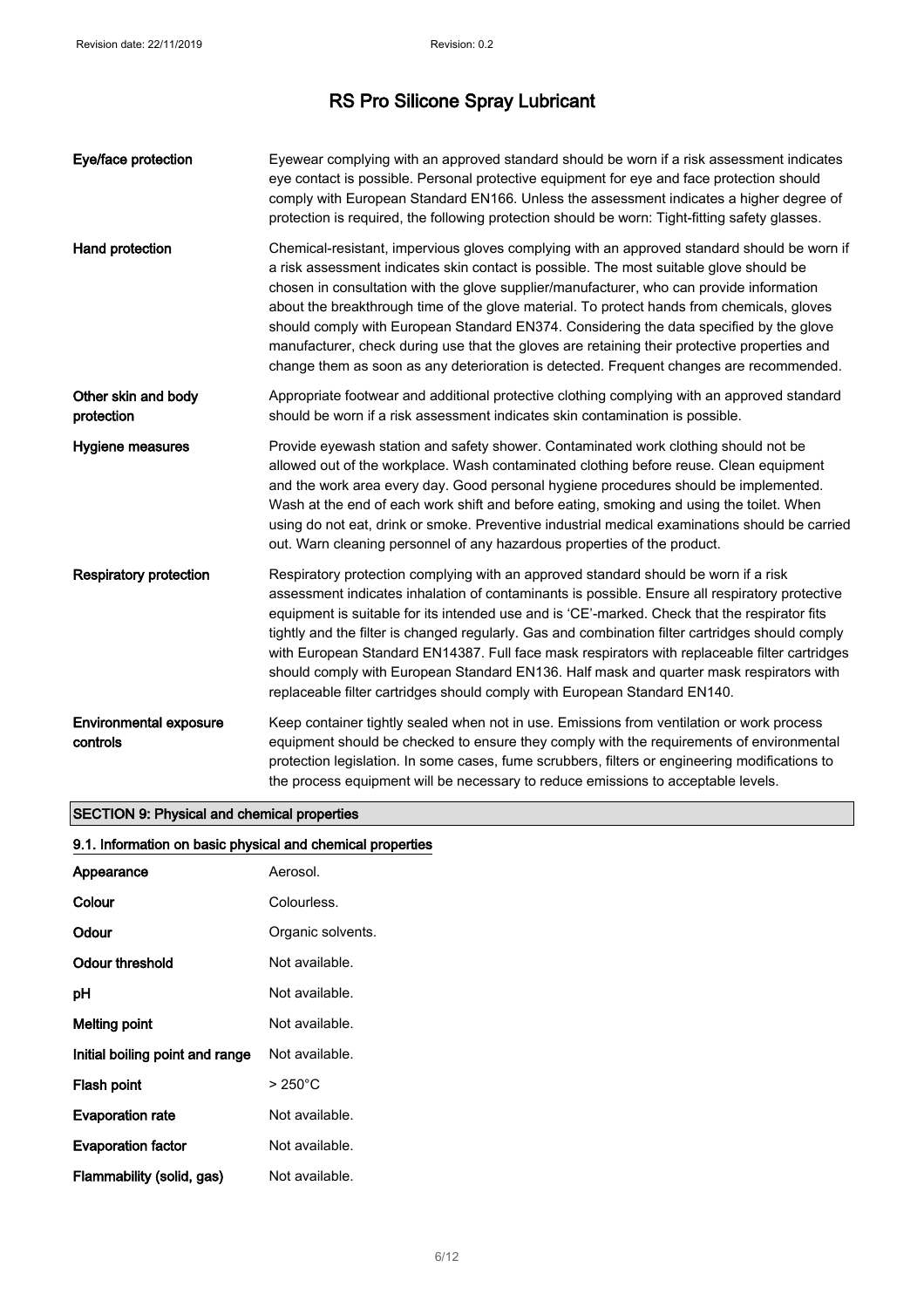| | |
|---|---|
| **Eye/face protection** | Eyewear complying with an approved standard should be worn if a risk assessment indicates eye contact is possible. Personal protective equipment for eye and face protection should comply with European Standard EN166. Unless the assessment indicates a higher degree of protection is required, the following protection should be worn: Tight-fitting safety glasses. |
| **Hand protection** | Chemical-resistant, impervious gloves complying with an approved standard should be worn if a risk assessment indicates skin contact is possible. The most suitable glove should be chosen in consultation with the glove supplier/manufacturer, who can provide information about the breakthrough time of the glove material. To protect hands from chemicals, gloves should comply with European Standard EN374. Considering the data specified by the glove manufacturer, check during use that the gloves are retaining their protective properties and change them as soon as any deterioration is detected. Frequent changes are recommended. |
| **Other skin and body protection** | Appropriate footwear and additional protective clothing complying with an approved standard should be worn if a risk assessment indicates skin contamination is possible. |
| **Hygiene measures** | Provide eyewash station and safety shower. Contaminated work clothing should not be allowed out of the workplace. Wash contaminated clothing before reuse. Clean equipment and the work area every day. Good personal hygiene procedures should be implemented. Wash at the end of each work shift and before eating, smoking and using the toilet. When using do not eat, drink or smoke. Preventive industrial medical examinations should be carried out. Warn cleaning personnel of any hazardous properties of the product. |
| **Respiratory protection** | Respiratory protection complying with an approved standard should be worn if a risk assessment indicates inhalation of contaminants is possible. Ensure all respiratory protective equipment is suitable for its intended use and is 'CE'-marked. Check that the respirator fits tightly and the filter is changed regularly. Gas and combination filter cartridges should comply with European Standard EN14387. Full face mask respirators with replaceable filter cartridges should comply with European Standard EN136. Half mask and quarter mask respirators with replaceable filter cartridges should comply with European Standard EN140. |
| **Environmental exposure controls** | Keep container tightly sealed when not in use. Emissions from ventilation or work process equipment should be checked to ensure they comply with the requirements of environmental protection legislation. In some cases, fume scrubbers, filters or engineering modifications to the process equipment will be necessary to reduce emissions to acceptable levels. |

## SECTION 9: Physical and chemical properties

### 9.1. Information on basic physical and chemical properties

| | |
|---|---|
| **Appearance** | Aerosol. |
| **Colour** | Colourless. |
| **Odour** | Organic solvents. |
| **Odour threshold** | Not available. |
| **pH** | Not available. |
| **Melting point** | Not available. |
| **Initial boiling point and range** | Not available. |
| **Flash point** | > 250°C |
| **Evaporation rate** | Not available. |
| **Evaporation factor** | Not available. |
| **Flammability (solid, gas)** | Not available. |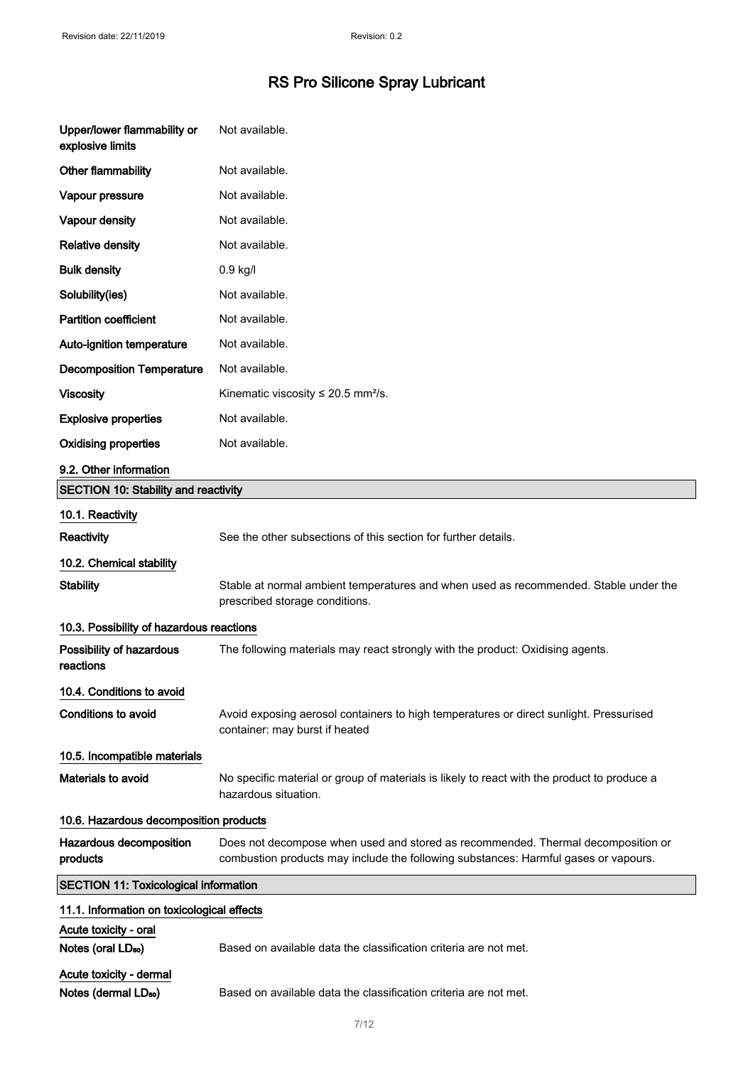| | |
|---|---|
| **Upper/lower flammability or explosive limits** | Not available. |
| **Other flammability** | Not available. |
| **Vapour pressure** | Not available. |
| **Vapour density** | Not available. |
| **Relative density** | Not available. |
| **Bulk density** | 0.9 kg/l |
| **Solubility(ies)** | Not available. |
| **Partition coefficient** | Not available. |
| **Auto-ignition temperature** | Not available. |
| **Decomposition Temperature** | Not available. |
| **Viscosity** | Kinematic viscosity ≤ 20.5 mm²/s. |
| **Explosive properties** | Not available. |
| **Oxidising properties** | Not available. |

### 9.2. Other information

## SECTION 10: Stability and reactivity

### 10.1. Reactivity

**Reactivity** See the other subsections of this section for further details.

### 10.2. Chemical stability

**Stability** Stable at normal ambient temperatures and when used as recommended. Stable under the prescribed storage conditions.

### 10.3. Possibility of hazardous reactions

**Possibility of hazardous reactions** The following materials may react strongly with the product: Oxidising agents.

### 10.4. Conditions to avoid

**Conditions to avoid** Avoid exposing aerosol containers to high temperatures or direct sunlight. Pressurised container: may burst if heated

### 10.5. Incompatible materials

**Materials to avoid** No specific material or group of materials is likely to react with the product to produce a hazardous situation.

### 10.6. Hazardous decomposition products

**Hazardous decomposition products** Does not decompose when used and stored as recommended. Thermal decomposition or combustion products may include the following substances: Harmful gases or vapours.

## SECTION 11: Toxicological information

### 11.1. Information on toxicological effects

**Acute toxicity - oral**

**Notes (oral $LD_{50}$)** Based on available data the classification criteria are not met.

**Acute toxicity - dermal**

**Notes (dermal $LD_{50}$)** Based on available data the classification criteria are not met.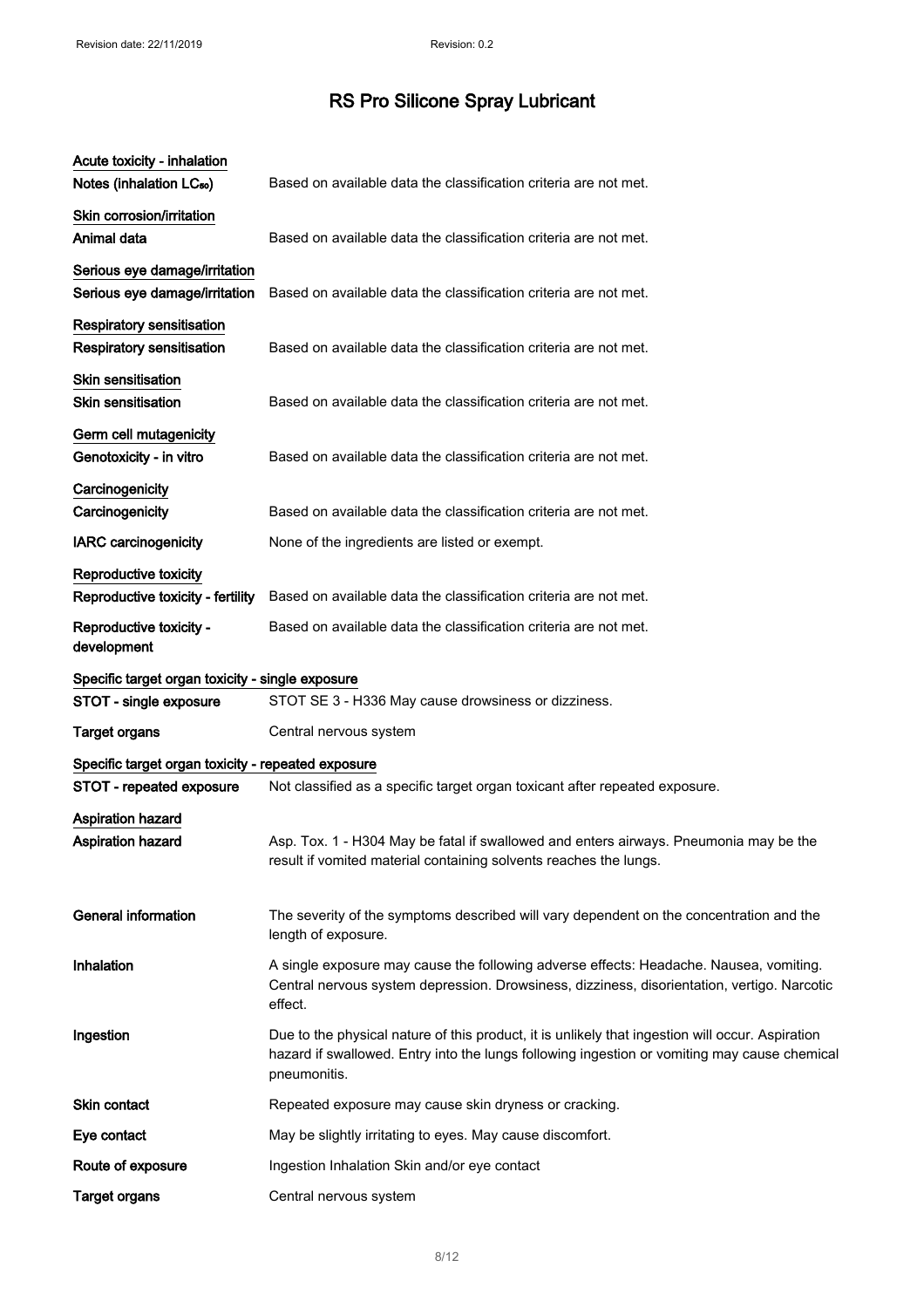# RS Pro Silicone Spray Lubricant

**Acute toxicity - inhalation**

**Notes (inhalation $LC_{50}$)** Based on available data the classification criteria are not met.

**Skin corrosion/irritation**

**Animal data** Based on available data the classification criteria are not met.

**Serious eye damage/irritation**

**Serious eye damage/irritation** Based on available data the classification criteria are not met.

**Respiratory sensitisation**

**Respiratory sensitisation** Based on available data the classification criteria are not met.

**Skin sensitisation**

**Skin sensitisation** Based on available data the classification criteria are not met.

**Germ cell mutagenicity**

**Genotoxicity - in vitro** Based on available data the classification criteria are not met.

**Carcinogenicity**

**Carcinogenicity** Based on available data the classification criteria are not met.

**IARC carcinogenicity** None of the ingredients are listed or exempt.

**Reproductive toxicity**

**Reproductive toxicity - fertility** Based on available data the classification criteria are not met.

**Reproductive toxicity - development** Based on available data the classification criteria are not met.

**Specific target organ toxicity - single exposure**

**STOT - single exposure** STOT SE 3 - H336 May cause drowsiness or dizziness.

**Target organs** Central nervous system

**Specific target organ toxicity - repeated exposure**

**STOT - repeated exposure** Not classified as a specific target organ toxicant after repeated exposure.

**Aspiration hazard**

**Aspiration hazard** Asp. Tox. 1 - H304 May be fatal if swallowed and enters airways. Pneumonia may be the result if vomited material containing solvents reaches the lungs.

**General information** The severity of the symptoms described will vary dependent on the concentration and the length of exposure.

**Inhalation** A single exposure may cause the following adverse effects: Headache. Nausea, vomiting. Central nervous system depression. Drowsiness, dizziness, disorientation, vertigo. Narcotic effect.

**Ingestion** Due to the physical nature of this product, it is unlikely that ingestion will occur. Aspiration hazard if swallowed. Entry into the lungs following ingestion or vomiting may cause chemical pneumonitis.

**Skin contact** Repeated exposure may cause skin dryness or cracking.

**Eye contact** May be slightly irritating to eyes. May cause discomfort.

**Route of exposure** Ingestion Inhalation Skin and/or eye contact

**Target organs** Central nervous system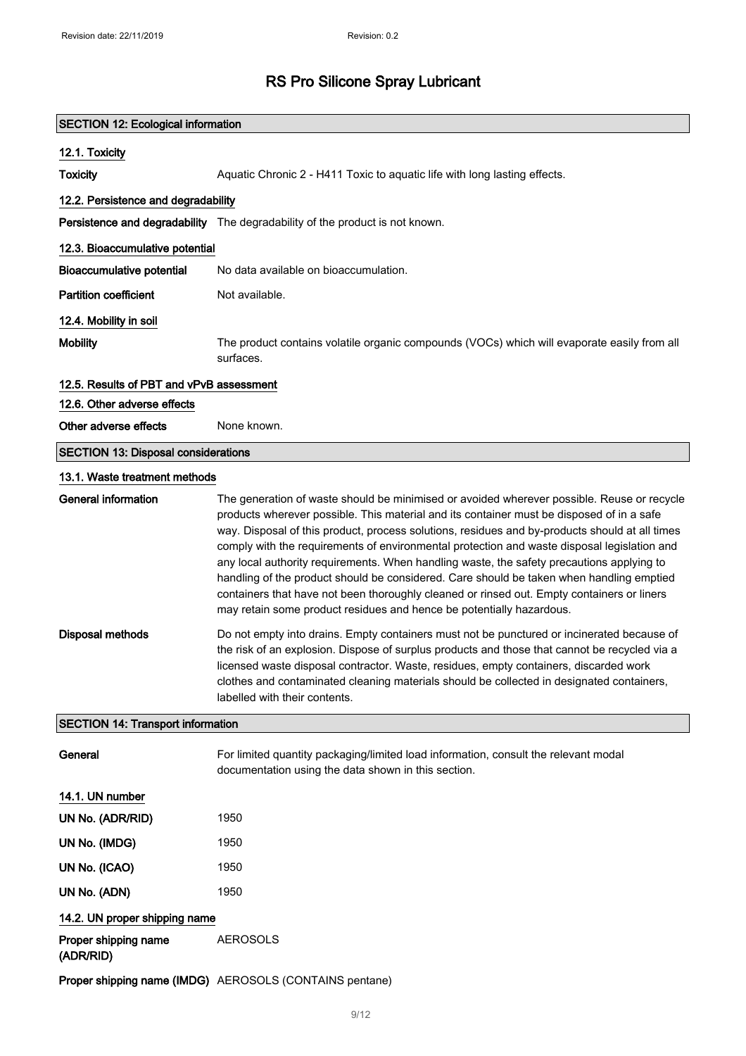# RS Pro Silicone Spray Lubricant

## SECTION 12: Ecological information

### 12.1. Toxicity

**Toxicity** Aquatic Chronic 2 - H411 Toxic to aquatic life with long lasting effects.

### 12.2. Persistence and degradability

**Persistence and degradability** The degradability of the product is not known.

### 12.3. Bioaccumulative potential

**Bioaccumulative potential** No data available on bioaccumulation.

**Partition coefficient** Not available.

### 12.4. Mobility in soil

**Mobility** The product contains volatile organic compounds (VOCs) which will evaporate easily from all surfaces.

### 12.5. Results of PBT and vPvB assessment

### 12.6. Other adverse effects

**Other adverse effects** None known.

## SECTION 13: Disposal considerations

### 13.1. Waste treatment methods

**General information** The generation of waste should be minimised or avoided wherever possible. Reuse or recycle products wherever possible. This material and its container must be disposed of in a safe way. Disposal of this product, process solutions, residues and by-products should at all times comply with the requirements of environmental protection and waste disposal legislation and any local authority requirements. When handling waste, the safety precautions applying to handling of the product should be considered. Care should be taken when handling emptied containers that have not been thoroughly cleaned or rinsed out. Empty containers or liners may retain some product residues and hence be potentially hazardous.

**Disposal methods** Do not empty into drains. Empty containers must not be punctured or incinerated because of the risk of an explosion. Dispose of surplus products and those that cannot be recycled via a licensed waste disposal contractor. Waste, residues, empty containers, discarded work clothes and contaminated cleaning materials should be collected in designated containers, labelled with their contents.

## SECTION 14: Transport information

**General** For limited quantity packaging/limited load information, consult the relevant modal documentation using the data shown in this section.

### 14.1. UN number

**UN No. (ADR/RID)** 1950

**UN No. (IMDG)** 1950

**UN No. (ICAO)** 1950

**UN No. (ADN)** 1950

### 14.2. UN proper shipping name

**Proper shipping name (ADR/RID)** AEROSOLS

**Proper shipping name (IMDG)** AEROSOLS (CONTAINS pentane)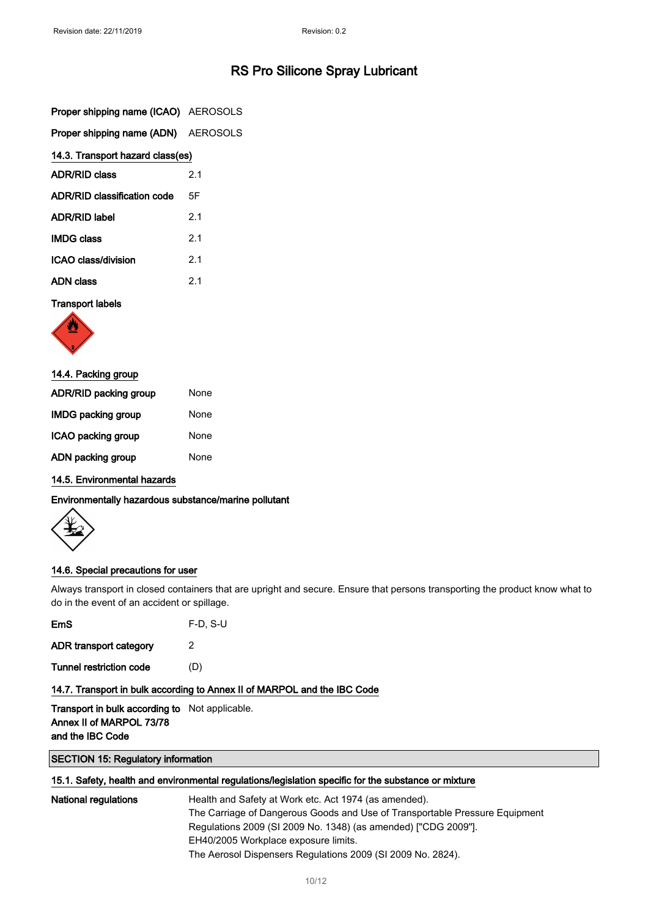# RS Pro Silicone Spray Lubricant

| | |
|---|---|
| **Proper shipping name (ICAO)** | AEROSOLS |
| **Proper shipping name (ADN)** | AEROSOLS |

### 14.3. Transport hazard class(es)

| | |
|---|---|
| **ADR/RID class** | 2.1 |
| **ADR/RID classification code** | 5F |
| **ADR/RID label** | 2.1 |
| **IMDG class** | 2.1 |
| **ICAO class/division** | 2.1 |
| **ADN class** | 2.1 |

**Transport labels**

### 14.4. Packing group

| | |
|---|---|
| **ADR/RID packing group** | None |
| **IMDG packing group** | None |
| **ICAO packing group** | None |
| **ADN packing group** | None |

### 14.5. Environmental hazards

**Environmentally hazardous substance/marine pollutant**

### 14.6. Special precautions for user

Always transport in closed containers that are upright and secure. Ensure that persons transporting the product know what to do in the event of an accident or spillage.

| | |
|---|---|
| **EmS** | F-D, S-U |
| **ADR transport category** | 2 |
| **Tunnel restriction code** | (D) |

### 14.7. Transport in bulk according to Annex II of MARPOL and the IBC Code

| | |
|---|---|
| **Transport in bulk according to Annex II of MARPOL 73/78 and the IBC Code** | Not applicable. |

## SECTION 15: Regulatory information

### 15.1. Safety, health and environmental regulations/legislation specific for the substance or mixture

**National regulations**

Health and Safety at Work etc. Act 1974 (as amended).
The Carriage of Dangerous Goods and Use of Transportable Pressure Equipment Regulations 2009 (SI 2009 No. 1348) (as amended) ["CDG 2009"].
EH40/2005 Workplace exposure limits.
The Aerosol Dispensers Regulations 2009 (SI 2009 No. 2824).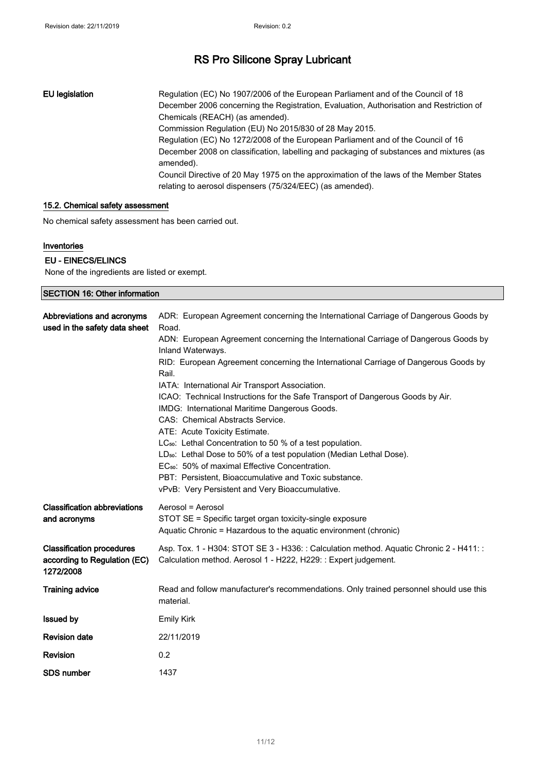| | |
|---|---|
| **EU legislation** | Regulation (EC) No 1907/2006 of the European Parliament and of the Council of 18 December 2006 concerning the Registration, Evaluation, Authorisation and Restriction of Chemicals (REACH) (as amended).<br>Commission Regulation (EU) No 2015/830 of 28 May 2015.<br>Regulation (EC) No 1272/2008 of the European Parliament and of the Council of 16 December 2008 on classification, labelling and packaging of substances and mixtures (as amended).<br>Council Directive of 20 May 1975 on the approximation of the laws of the Member States relating to aerosol dispensers (75/324/EEC) (as amended). |

### 15.2. Chemical safety assessment

No chemical safety assessment has been carried out.

### Inventories

#### EU - EINECS/ELINCS

None of the ingredients are listed or exempt.

## SECTION 16: Other information

| | |
|---|---|
| **Abbreviations and acronyms used in the safety data sheet** | ADR: European Agreement concerning the International Carriage of Dangerous Goods by Road.<br>ADN: European Agreement concerning the International Carriage of Dangerous Goods by Inland Waterways.<br>RID: European Agreement concerning the International Carriage of Dangerous Goods by Rail.<br>IATA: International Air Transport Association.<br>ICAO: Technical Instructions for the Safe Transport of Dangerous Goods by Air.<br>IMDG: International Maritime Dangerous Goods.<br>CAS: Chemical Abstracts Service.<br>ATE: Acute Toxicity Estimate.<br>$LC_{50}$: Lethal Concentration to 50 % of a test population.<br>$LD_{50}$: Lethal Dose to 50% of a test population (Median Lethal Dose).<br>$EC_{50}$: 50% of maximal Effective Concentration.<br>PBT: Persistent, Bioaccumulative and Toxic substance.<br>vPvB: Very Persistent and Very Bioaccumulative. |
| **Classification abbreviations and acronyms** | Aerosol = Aerosol<br>STOT SE = Specific target organ toxicity-single exposure<br>Aquatic Chronic = Hazardous to the aquatic environment (chronic) |
| **Classification procedures according to Regulation (EC) 1272/2008** | Asp. Tox. 1 - H304: STOT SE 3 - H336: : Calculation method. Aquatic Chronic 2 - H411: : Calculation method. Aerosol 1 - H222, H229: : Expert judgement. |
| **Training advice** | Read and follow manufacturer's recommendations. Only trained personnel should use this material. |
| **Issued by** | Emily Kirk |
| **Revision date** | 22/11/2019 |
| **Revision** | 0.2 |
| **SDS number** | 1437 |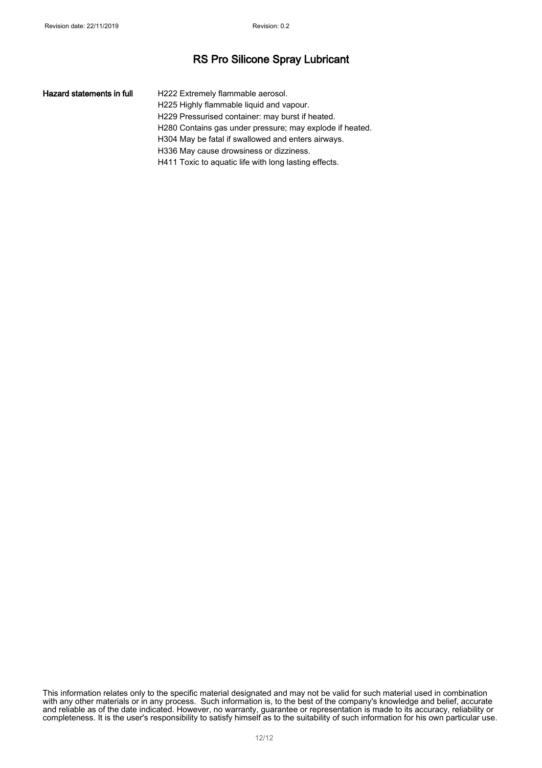**Hazard statements in full**

H222 Extremely flammable aerosol.
H225 Highly flammable liquid and vapour.
H229 Pressurised container: may burst if heated.
H280 Contains gas under pressure; may explode if heated.
H304 May be fatal if swallowed and enters airways.
H336 May cause drowsiness or dizziness.
H411 Toxic to aquatic life with long lasting effects.

This information relates only to the specific material designated and may not be valid for such material used in combination with any other materials or in any process. Such information is, to the best of the company's knowledge and belief, accurate and reliable as of the date indicated. However, no warranty, guarantee or representation is made to its accuracy, reliability or completeness. It is the user's responsibility to satisfy himself as to the suitability of such information for his own particular use.